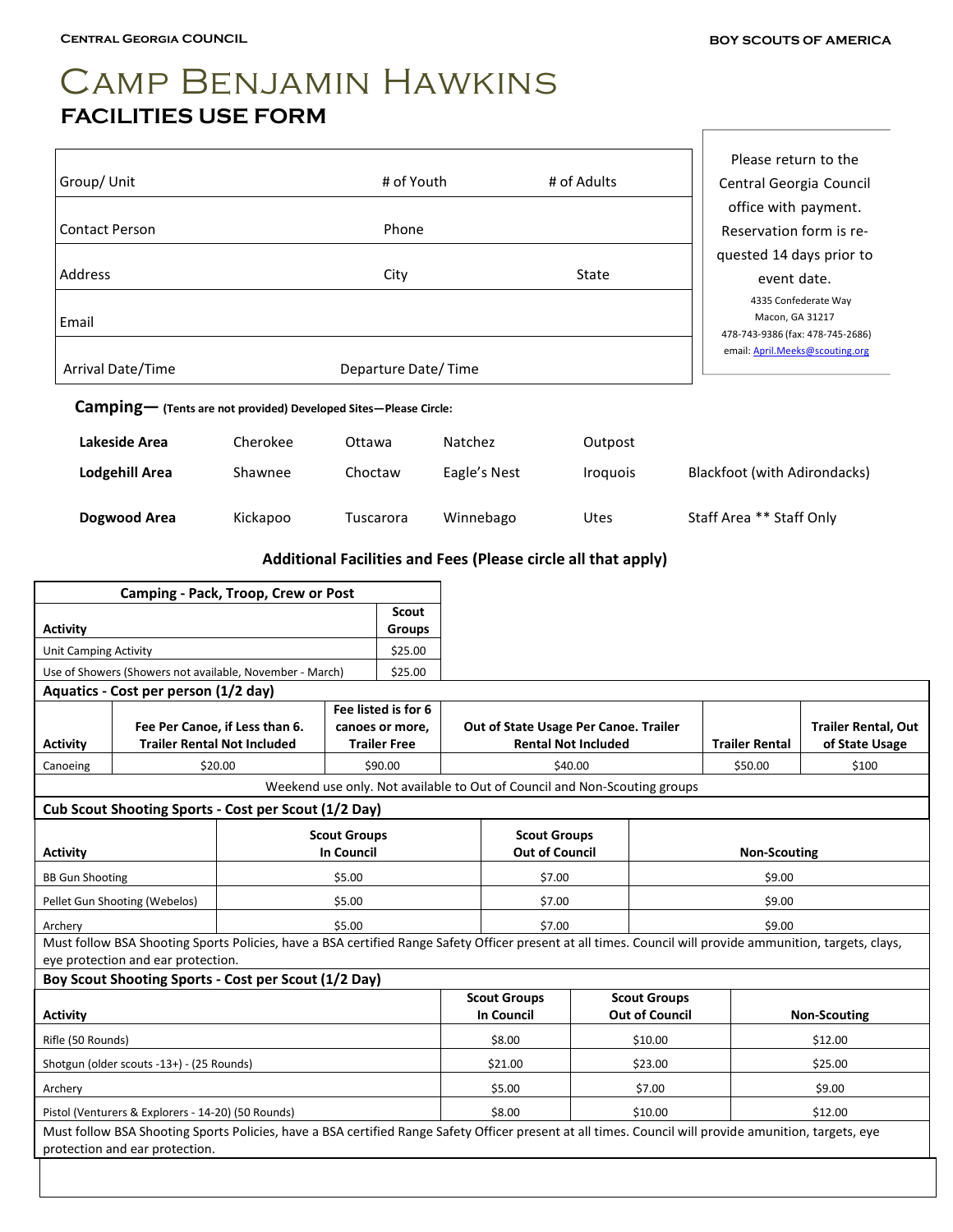CENTRAL GEORGIA COUNCIL

BOY SCOUTS OF AMERICA

# CAMP BENJAMIN HAWKINS

## FACILITIES USE FORM

| | | |
|---|---|---|
| Group/ Unit | # of Youth | # of Adults |
| Contact Person | Phone | |
| Address | City | State |
| Email | | |
| Arrival Date/Time | Departure Date/ Time | |

Please return to the Central Georgia Council office with payment. Reservation form is requested 14 days prior to event date.

4335 Confederate Way
Macon, GA 31217
478-743-9386 (fax: 478-745-2686)
email: April.Meeks@scouting.org

**Camping—** **(Tents are not provided) Developed Sites—Please Circle:**

| | | | | | |
|---|---|---|---|---|---|
| **Lakeside Area** | Cherokee | Ottawa | Natchez | Outpost | |
| **Lodgehill Area** | Shawnee | Choctaw | Eagle's Nest | Iroquois | Blackfoot (with Adirondacks) |
| **Dogwood Area** | Kickapoo | Tuscarora | Winnebago | Utes | Staff Area ** Staff Only |

### Additional Facilities and Fees (Please circle all that apply)

**Camping - Pack, Troop, Crew or Post**

| Activity | Scout Groups |
|---|---|
| Unit Camping Activity | $25.00 |
| Use of Showers (Showers not available, November - March) | $25.00 |

**Aquatics - Cost per person (1/2 day)**

| Activity | Fee Per Canoe, if Less than 6. Trailer Rental Not Included | Fee listed is for 6 canoes or more, Trailer Free | Out of State Usage Per Canoe. Trailer Rental Not Included | Trailer Rental | Trailer Rental, Out of State Usage |
|---|---|---|---|---|---|
| Canoeing | $20.00 | $90.00 | $40.00 | $50.00 | $100 |

Weekend use only. Not available to Out of Council and Non-Scouting groups

**Cub Scout Shooting Sports - Cost per Scout (1/2 Day)**

| Activity | Scout Groups In Council | Scout Groups Out of Council | Non-Scouting |
|---|---|---|---|
| BB Gun Shooting | $5.00 | $7.00 | $9.00 |
| Pellet Gun Shooting (Webelos) | $5.00 | $7.00 | $9.00 |
| Archery | $5.00 | $7.00 | $9.00 |

Must follow BSA Shooting Sports Policies, have a BSA certified Range Safety Officer present at all times. Council will provide ammunition, targets, clays, eye protection and ear protection.

**Boy Scout Shooting Sports - Cost per Scout (1/2 Day)**

| Activity | Scout Groups In Council | Scout Groups Out of Council | Non-Scouting |
|---|---|---|---|
| Rifle (50 Rounds) | $8.00 | $10.00 | $12.00 |
| Shotgun (older scouts -13+) - (25 Rounds) | $21.00 | $23.00 | $25.00 |
| Archery | $5.00 | $7.00 | $9.00 |
| Pistol (Venturers & Explorers - 14-20) (50 Rounds) | $8.00 | $10.00 | $12.00 |

Must follow BSA Shooting Sports Policies, have a BSA certified Range Safety Officer present at all times. Council will provide amunition, targets, eye protection and ear protection.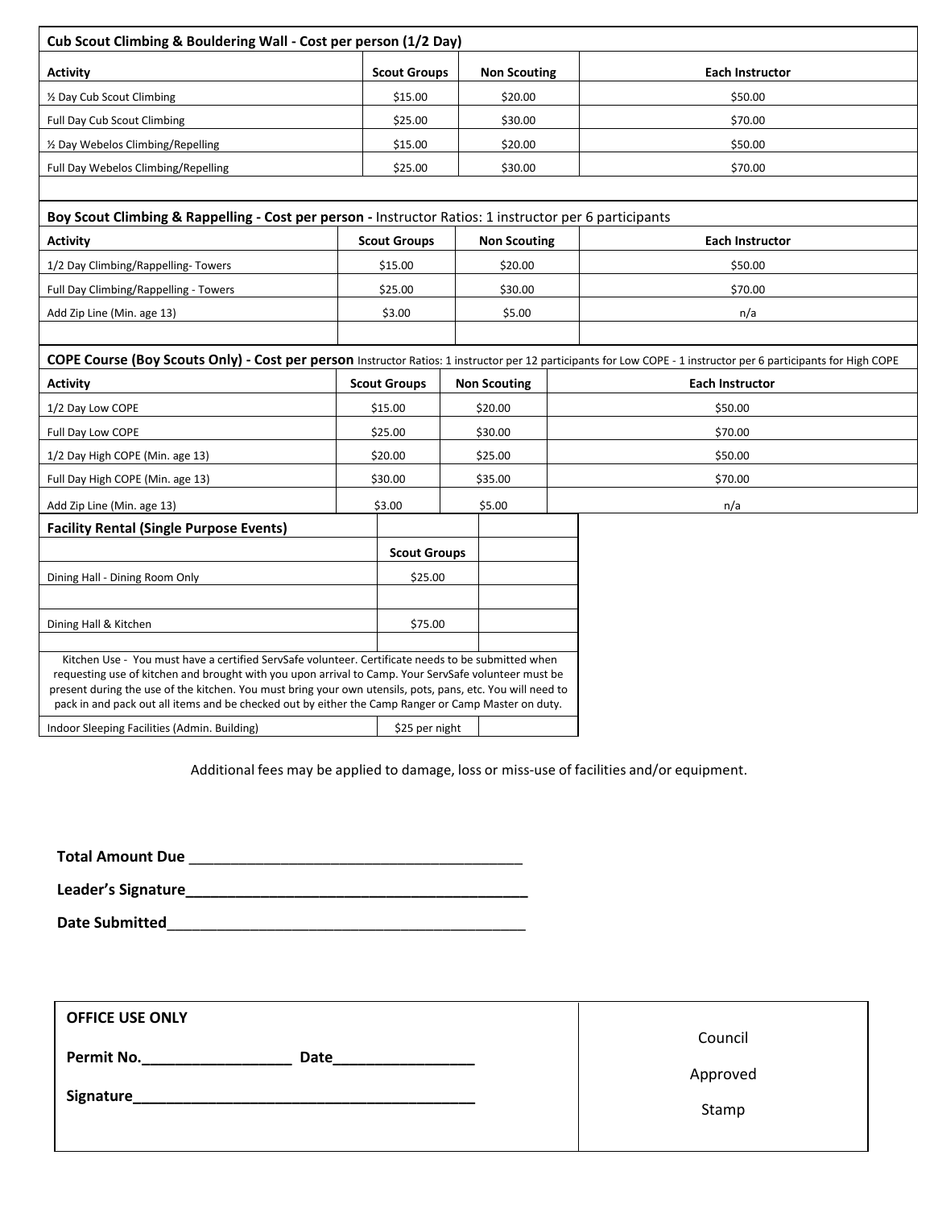| Cub Scout Climbing & Bouldering Wall - Cost per person (1/2 Day) | | | |
|---|---|---|---|
| **Activity** | **Scout Groups** | **Non Scouting** | **Each Instructor** |
| ½ Day Cub Scout Climbing | $15.00 | $20.00 | $50.00 |
| Full Day Cub Scout Climbing | $25.00 | $30.00 | $70.00 |
| ½ Day Webelos Climbing/Repelling | $15.00 | $20.00 | $50.00 |
| Full Day Webelos Climbing/Repelling | $25.00 | $30.00 | $70.00 |

| Boy Scout Climbing & Rappelling - Cost per person - Instructor Ratios: 1 instructor per 6 participants | | | |
|---|---|---|---|
| **Activity** | **Scout Groups** | **Non Scouting** | **Each Instructor** |
| 1/2 Day Climbing/Rappelling- Towers | $15.00 | $20.00 | $50.00 |
| Full Day Climbing/Rappelling - Towers | $25.00 | $30.00 | $70.00 |
| Add Zip Line (Min. age 13) | $3.00 | $5.00 | n/a |
| | | | |

| COPE Course (Boy Scouts Only) - Cost per person Instructor Ratios: 1 instructor per 12 participants for Low COPE - 1 instructor per 6 participants for High COPE | | | |
|---|---|---|---|
| **Activity** | **Scout Groups** | **Non Scouting** | **Each Instructor** |
| 1/2 Day Low COPE | $15.00 | $20.00 | $50.00 |
| Full Day Low COPE | $25.00 | $30.00 | $70.00 |
| 1/2 Day High COPE (Min. age 13) | $20.00 | $25.00 | $50.00 |
| Full Day High COPE (Min. age 13) | $30.00 | $35.00 | $70.00 |
| Add Zip Line (Min. age 13) | $3.00 | $5.00 | n/a |

| Facility Rental (Single Purpose Events) | | |
|---|---|---|
| | **Scout Groups** | |
| Dining Hall - Dining Room Only | $25.00 | |
| | | |
| Dining Hall & Kitchen | $75.00 | |
| | | |
| Kitchen Use - You must have a certified ServSafe volunteer. Certificate needs to be submitted when requesting use of kitchen and brought with you upon arrival to Camp. Your ServSafe volunteer must be present during the use of the kitchen. You must bring your own utensils, pots, pans, etc. You will need to pack in and pack out all items and be checked out by either the Camp Ranger or Camp Master on duty. | | |
| Indoor Sleeping Facilities (Admin. Building) | $25 per night | |

Additional fees may be applied to damage, loss or miss-use of facilities and/or equipment.

**Total Amount Due** ________________________________________

**Leader's Signature**________________________________________

**Date Submitted**________________________________________

| OFFICE USE ONLY | |
|---|---|
| **Permit No.**__________________ **Date**_________________ | Council |
| **Signature**________________________________________ | Approved |
| | Stamp |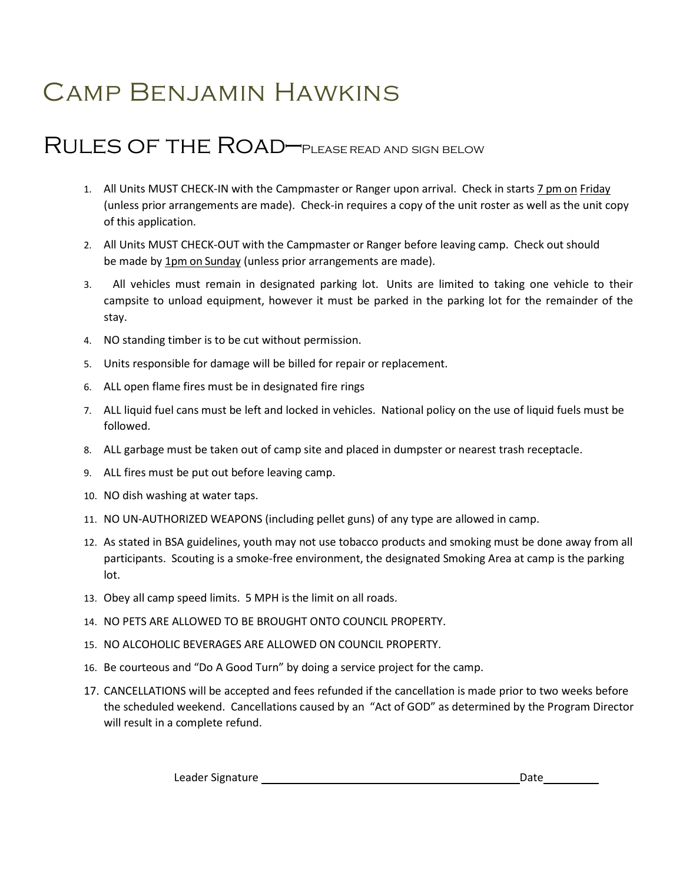# Camp Benjamin Hawkins

## Rules of the Road–Please read and sign below

1. All Units MUST CHECK-IN with the Campmaster or Ranger upon arrival. Check in starts 7 pm on Friday (unless prior arrangements are made). Check-in requires a copy of the unit roster as well as the unit copy of this application.
2. All Units MUST CHECK-OUT with the Campmaster or Ranger before leaving camp. Check out should be made by 1pm on Sunday (unless prior arrangements are made).
3. All vehicles must remain in designated parking lot. Units are limited to taking one vehicle to their campsite to unload equipment, however it must be parked in the parking lot for the remainder of the stay.
4. NO standing timber is to be cut without permission.
5. Units responsible for damage will be billed for repair or replacement.
6. ALL open flame fires must be in designated fire rings
7. ALL liquid fuel cans must be left and locked in vehicles. National policy on the use of liquid fuels must be followed.
8. ALL garbage must be taken out of camp site and placed in dumpster or nearest trash receptacle.
9. ALL fires must be put out before leaving camp.
10. NO dish washing at water taps.
11. NO UN-AUTHORIZED WEAPONS (including pellet guns) of any type are allowed in camp.
12. As stated in BSA guidelines, youth may not use tobacco products and smoking must be done away from all participants. Scouting is a smoke-free environment, the designated Smoking Area at camp is the parking lot.
13. Obey all camp speed limits. 5 MPH is the limit on all roads.
14. NO PETS ARE ALLOWED TO BE BROUGHT ONTO COUNCIL PROPERTY.
15. NO ALCOHOLIC BEVERAGES ARE ALLOWED ON COUNCIL PROPERTY.
16. Be courteous and "Do A Good Turn" by doing a service project for the camp.
17. CANCELLATIONS will be accepted and fees refunded if the cancellation is made prior to two weeks before the scheduled weekend. Cancellations caused by an "Act of GOD" as determined by the Program Director will result in a complete refund.

Leader Signature ________________________________________ Date__________